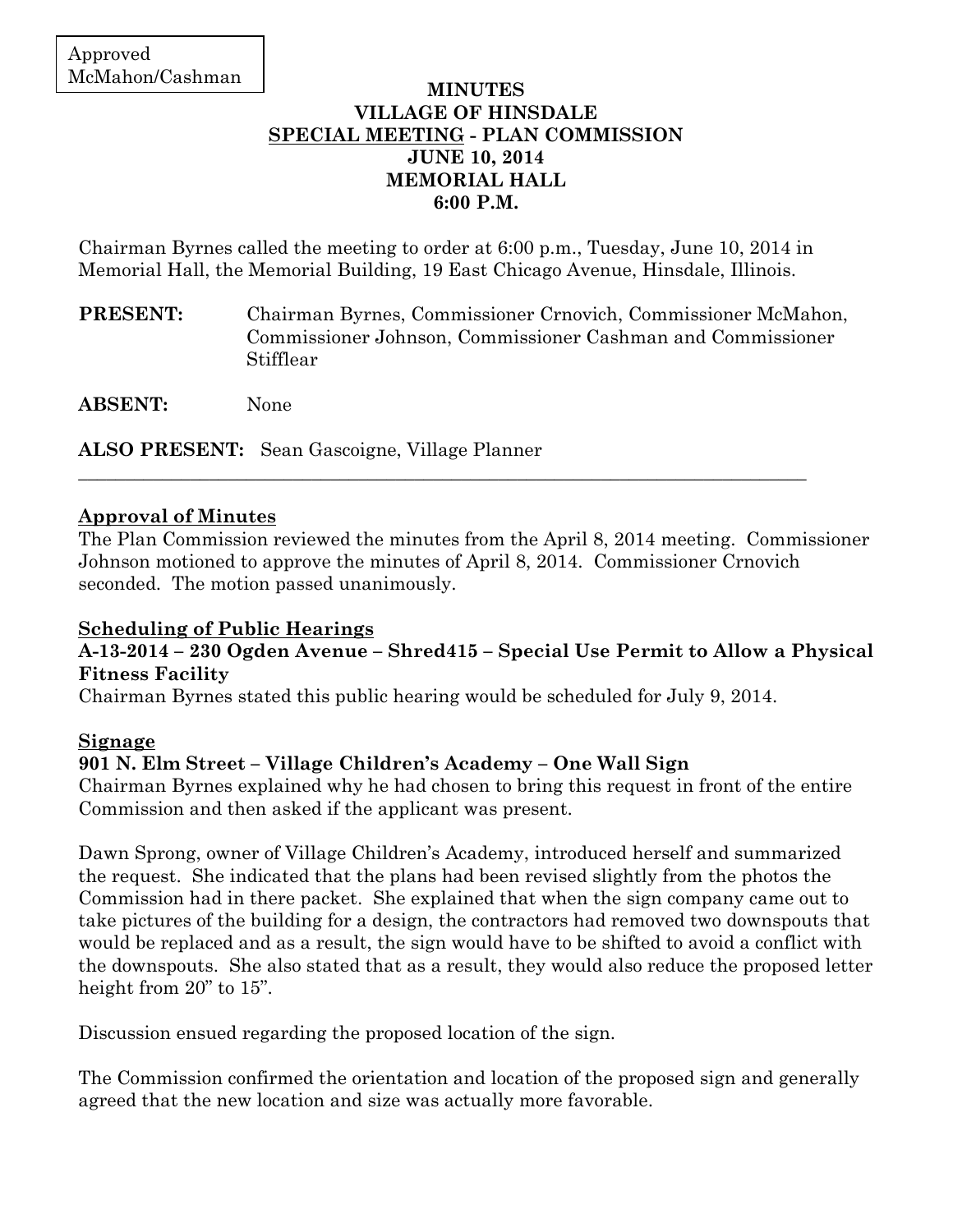Approved
McMahon/Cashman

**MINUTES**
**VILLAGE OF HINSDALE**
**SPECIAL MEETING - PLAN COMMISSION**
**JUNE 10, 2014**
**MEMORIAL HALL**
**6:00 P.M.**

Chairman Byrnes called the meeting to order at 6:00 p.m., Tuesday, June 10, 2014 in Memorial Hall, the Memorial Building, 19 East Chicago Avenue, Hinsdale, Illinois.

**PRESENT:** Chairman Byrnes, Commissioner Crnovich, Commissioner McMahon, Commissioner Johnson, Commissioner Cashman and Commissioner Stifflear

**ABSENT:** None

**ALSO PRESENT:** Sean Gascoigne, Village Planner

---

## Approval of Minutes

The Plan Commission reviewed the minutes from the April 8, 2014 meeting. Commissioner Johnson motioned to approve the minutes of April 8, 2014. Commissioner Crnovich seconded. The motion passed unanimously.

## Scheduling of Public Hearings

### A-13-2014 – 230 Ogden Avenue – Shred415 – Special Use Permit to Allow a Physical Fitness Facility

Chairman Byrnes stated this public hearing would be scheduled for July 9, 2014.

## Signage

### 901 N. Elm Street – Village Children's Academy – One Wall Sign

Chairman Byrnes explained why he had chosen to bring this request in front of the entire Commission and then asked if the applicant was present.

Dawn Sprong, owner of Village Children's Academy, introduced herself and summarized the request. She indicated that the plans had been revised slightly from the photos the Commission had in there packet. She explained that when the sign company came out to take pictures of the building for a design, the contractors had removed two downspouts that would be replaced and as a result, the sign would have to be shifted to avoid a conflict with the downspouts. She also stated that as a result, they would also reduce the proposed letter height from 20" to 15".

Discussion ensued regarding the proposed location of the sign.

The Commission confirmed the orientation and location of the proposed sign and generally agreed that the new location and size was actually more favorable.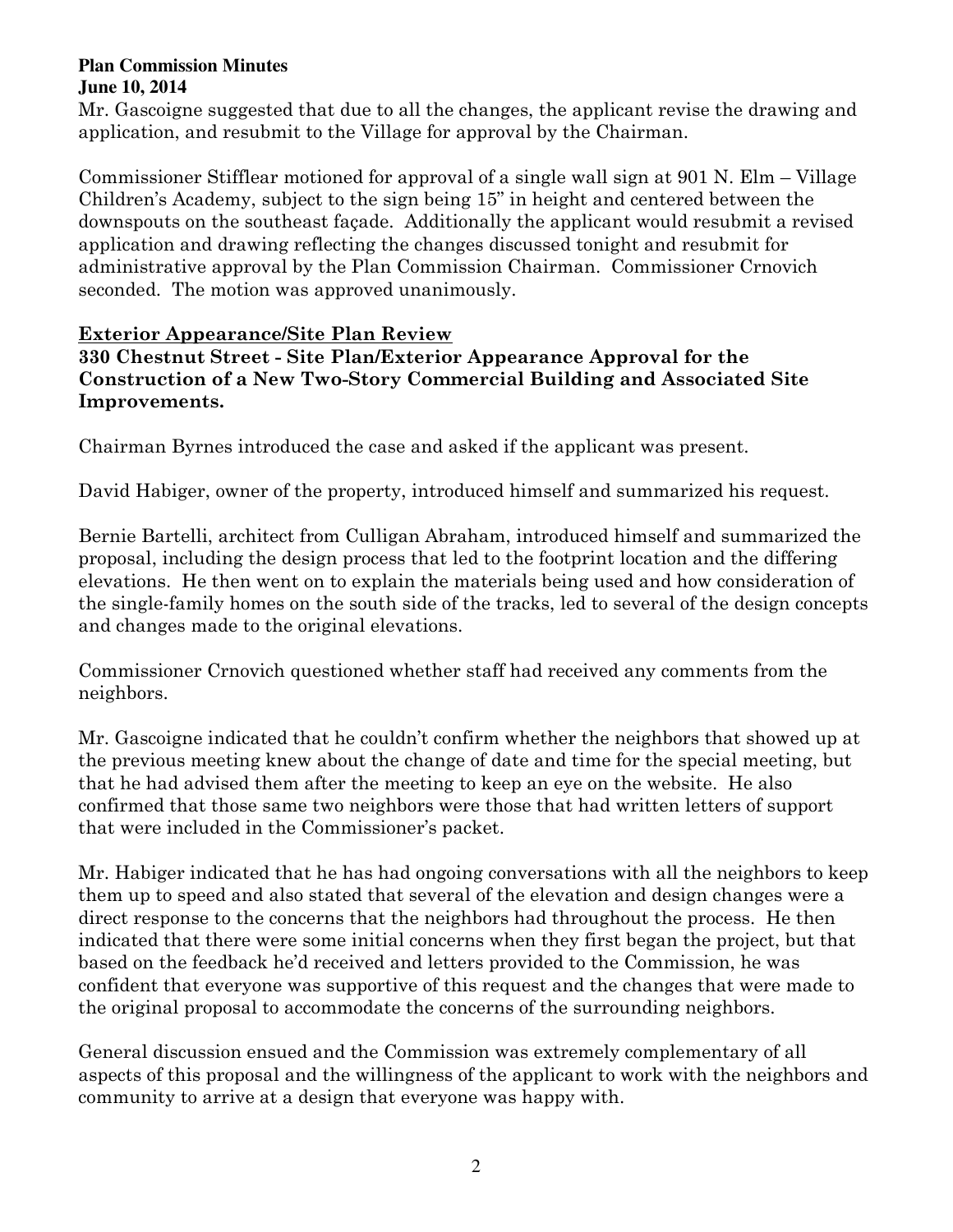Mr. Gascoigne suggested that due to all the changes, the applicant revise the drawing and application, and resubmit to the Village for approval by the Chairman.

Commissioner Stifflear motioned for approval of a single wall sign at 901 N. Elm – Village Children's Academy, subject to the sign being 15" in height and centered between the downspouts on the southeast façade. Additionally the applicant would resubmit a revised application and drawing reflecting the changes discussed tonight and resubmit for administrative approval by the Plan Commission Chairman. Commissioner Crnovich seconded. The motion was approved unanimously.

## Exterior Appearance/Site Plan Review

### 330 Chestnut Street - Site Plan/Exterior Appearance Approval for the Construction of a New Two-Story Commercial Building and Associated Site Improvements.

Chairman Byrnes introduced the case and asked if the applicant was present.

David Habiger, owner of the property, introduced himself and summarized his request.

Bernie Bartelli, architect from Culligan Abraham, introduced himself and summarized the proposal, including the design process that led to the footprint location and the differing elevations. He then went on to explain the materials being used and how consideration of the single-family homes on the south side of the tracks, led to several of the design concepts and changes made to the original elevations.

Commissioner Crnovich questioned whether staff had received any comments from the neighbors.

Mr. Gascoigne indicated that he couldn't confirm whether the neighbors that showed up at the previous meeting knew about the change of date and time for the special meeting, but that he had advised them after the meeting to keep an eye on the website. He also confirmed that those same two neighbors were those that had written letters of support that were included in the Commissioner's packet.

Mr. Habiger indicated that he has had ongoing conversations with all the neighbors to keep them up to speed and also stated that several of the elevation and design changes were a direct response to the concerns that the neighbors had throughout the process. He then indicated that there were some initial concerns when they first began the project, but that based on the feedback he'd received and letters provided to the Commission, he was confident that everyone was supportive of this request and the changes that were made to the original proposal to accommodate the concerns of the surrounding neighbors.

General discussion ensued and the Commission was extremely complementary of all aspects of this proposal and the willingness of the applicant to work with the neighbors and community to arrive at a design that everyone was happy with.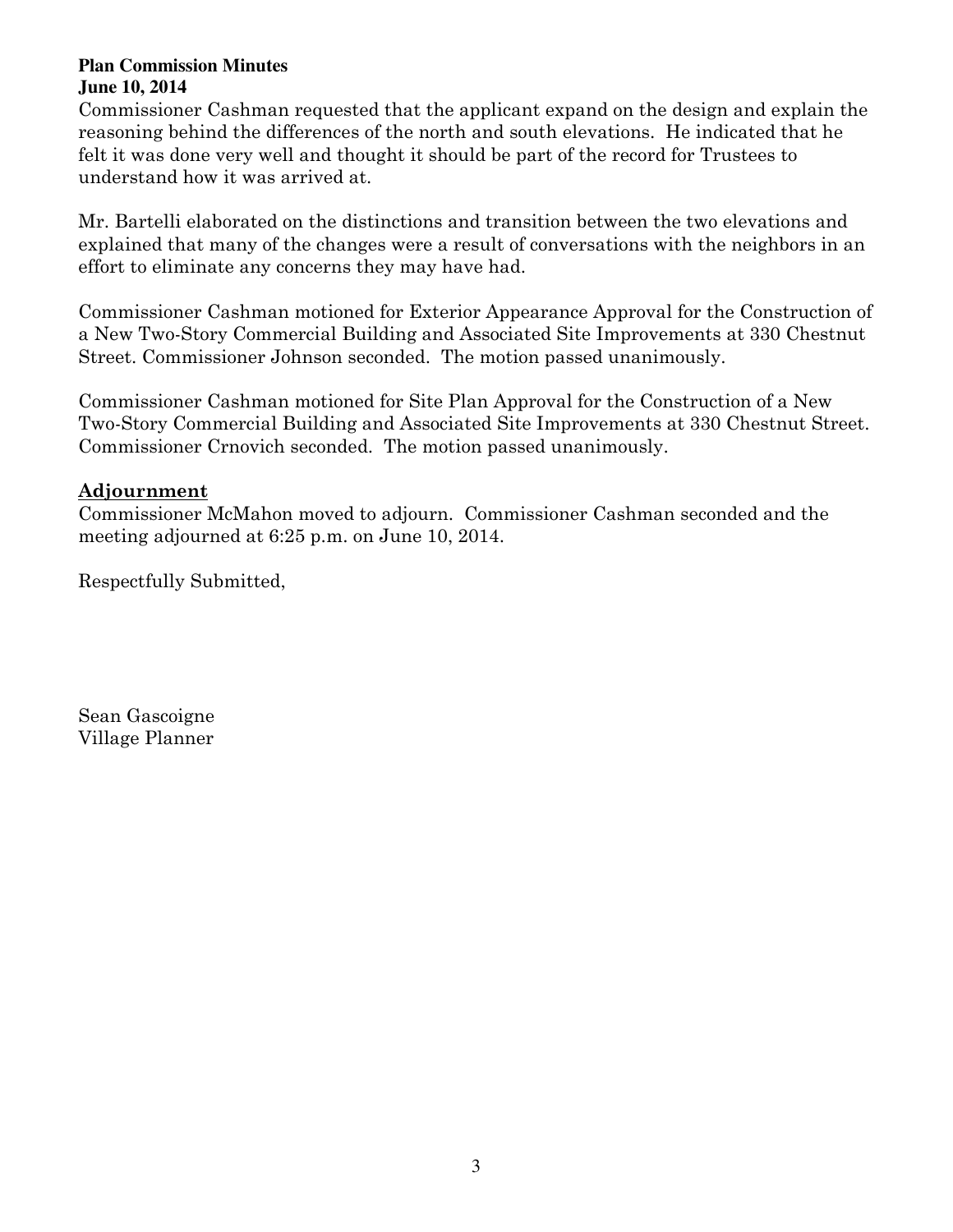Commissioner Cashman requested that the applicant expand on the design and explain the reasoning behind the differences of the north and south elevations. He indicated that he felt it was done very well and thought it should be part of the record for Trustees to understand how it was arrived at.

Mr. Bartelli elaborated on the distinctions and transition between the two elevations and explained that many of the changes were a result of conversations with the neighbors in an effort to eliminate any concerns they may have had.

Commissioner Cashman motioned for Exterior Appearance Approval for the Construction of a New Two-Story Commercial Building and Associated Site Improvements at 330 Chestnut Street. Commissioner Johnson seconded. The motion passed unanimously.

Commissioner Cashman motioned for Site Plan Approval for the Construction of a New Two-Story Commercial Building and Associated Site Improvements at 330 Chestnut Street. Commissioner Crnovich seconded. The motion passed unanimously.

## Adjournment

Commissioner McMahon moved to adjourn. Commissioner Cashman seconded and the meeting adjourned at 6:25 p.m. on June 10, 2014.

Respectfully Submitted,

Sean Gascoigne
Village Planner